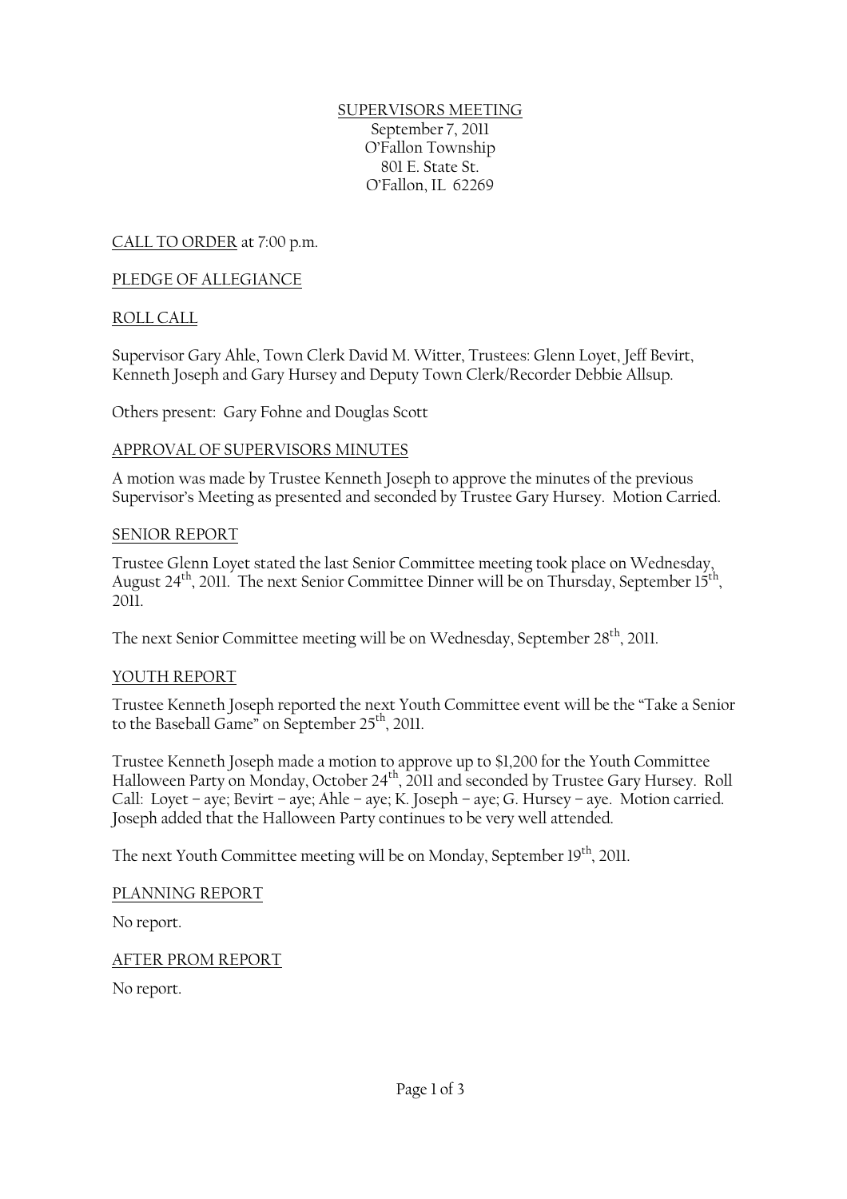SUPERVISORS MEETING
September 7, 2011
O'Fallon Township
801 E. State St.
O'Fallon, IL 62269

CALL TO ORDER at 7:00 p.m.

PLEDGE OF ALLEGIANCE

ROLL CALL

Supervisor Gary Ahle, Town Clerk David M. Witter, Trustees: Glenn Loyet, Jeff Bevirt, Kenneth Joseph and Gary Hursey and Deputy Town Clerk/Recorder Debbie Allsup.

Others present: Gary Fohne and Douglas Scott

APPROVAL OF SUPERVISORS MINUTES

A motion was made by Trustee Kenneth Joseph to approve the minutes of the previous Supervisor's Meeting as presented and seconded by Trustee Gary Hursey. Motion Carried.

SENIOR REPORT

Trustee Glenn Loyet stated the last Senior Committee meeting took place on Wednesday, August 24th, 2011. The next Senior Committee Dinner will be on Thursday, September 15th, 2011.

The next Senior Committee meeting will be on Wednesday, September 28th, 2011.

YOUTH REPORT

Trustee Kenneth Joseph reported the next Youth Committee event will be the "Take a Senior to the Baseball Game" on September 25th, 2011.

Trustee Kenneth Joseph made a motion to approve up to $1,200 for the Youth Committee Halloween Party on Monday, October 24th, 2011 and seconded by Trustee Gary Hursey. Roll Call: Loyet – aye; Bevirt – aye; Ahle – aye; K. Joseph – aye; G. Hursey – aye. Motion carried. Joseph added that the Halloween Party continues to be very well attended.

The next Youth Committee meeting will be on Monday, September 19th, 2011.

PLANNING REPORT

No report.

AFTER PROM REPORT

No report.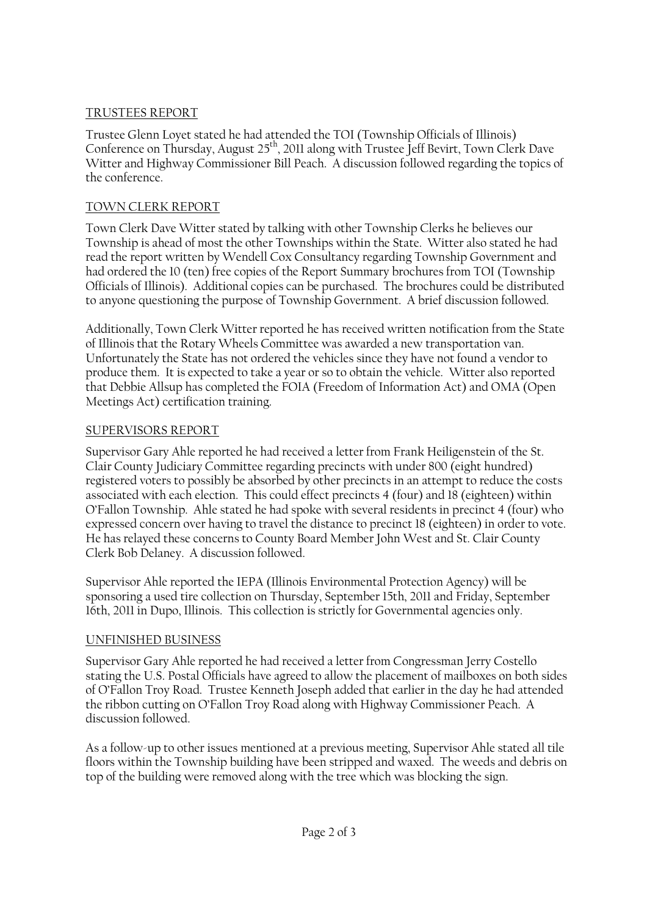TRUSTEES REPORT

Trustee Glenn Loyet stated he had attended the TOI (Township Officials of Illinois) Conference on Thursday, August 25th, 2011 along with Trustee Jeff Bevirt, Town Clerk Dave Witter and Highway Commissioner Bill Peach. A discussion followed regarding the topics of the conference.

TOWN CLERK REPORT

Town Clerk Dave Witter stated by talking with other Township Clerks he believes our Township is ahead of most the other Townships within the State. Witter also stated he had read the report written by Wendell Cox Consultancy regarding Township Government and had ordered the 10 (ten) free copies of the Report Summary brochures from TOI (Township Officials of Illinois). Additional copies can be purchased. The brochures could be distributed to anyone questioning the purpose of Township Government. A brief discussion followed.

Additionally, Town Clerk Witter reported he has received written notification from the State of Illinois that the Rotary Wheels Committee was awarded a new transportation van. Unfortunately the State has not ordered the vehicles since they have not found a vendor to produce them. It is expected to take a year or so to obtain the vehicle. Witter also reported that Debbie Allsup has completed the FOIA (Freedom of Information Act) and OMA (Open Meetings Act) certification training.

SUPERVISORS REPORT

Supervisor Gary Ahle reported he had received a letter from Frank Heiligenstein of the St. Clair County Judiciary Committee regarding precincts with under 800 (eight hundred) registered voters to possibly be absorbed by other precincts in an attempt to reduce the costs associated with each election. This could effect precincts 4 (four) and 18 (eighteen) within O'Fallon Township. Ahle stated he had spoke with several residents in precinct 4 (four) who expressed concern over having to travel the distance to precinct 18 (eighteen) in order to vote. He has relayed these concerns to County Board Member John West and St. Clair County Clerk Bob Delaney. A discussion followed.

Supervisor Ahle reported the IEPA (Illinois Environmental Protection Agency) will be sponsoring a used tire collection on Thursday, September 15th, 2011 and Friday, September 16th, 2011 in Dupo, Illinois. This collection is strictly for Governmental agencies only.

UNFINISHED BUSINESS

Supervisor Gary Ahle reported he had received a letter from Congressman Jerry Costello stating the U.S. Postal Officials have agreed to allow the placement of mailboxes on both sides of O'Fallon Troy Road. Trustee Kenneth Joseph added that earlier in the day he had attended the ribbon cutting on O'Fallon Troy Road along with Highway Commissioner Peach. A discussion followed.

As a follow-up to other issues mentioned at a previous meeting, Supervisor Ahle stated all tile floors within the Township building have been stripped and waxed. The weeds and debris on top of the building were removed along with the tree which was blocking the sign.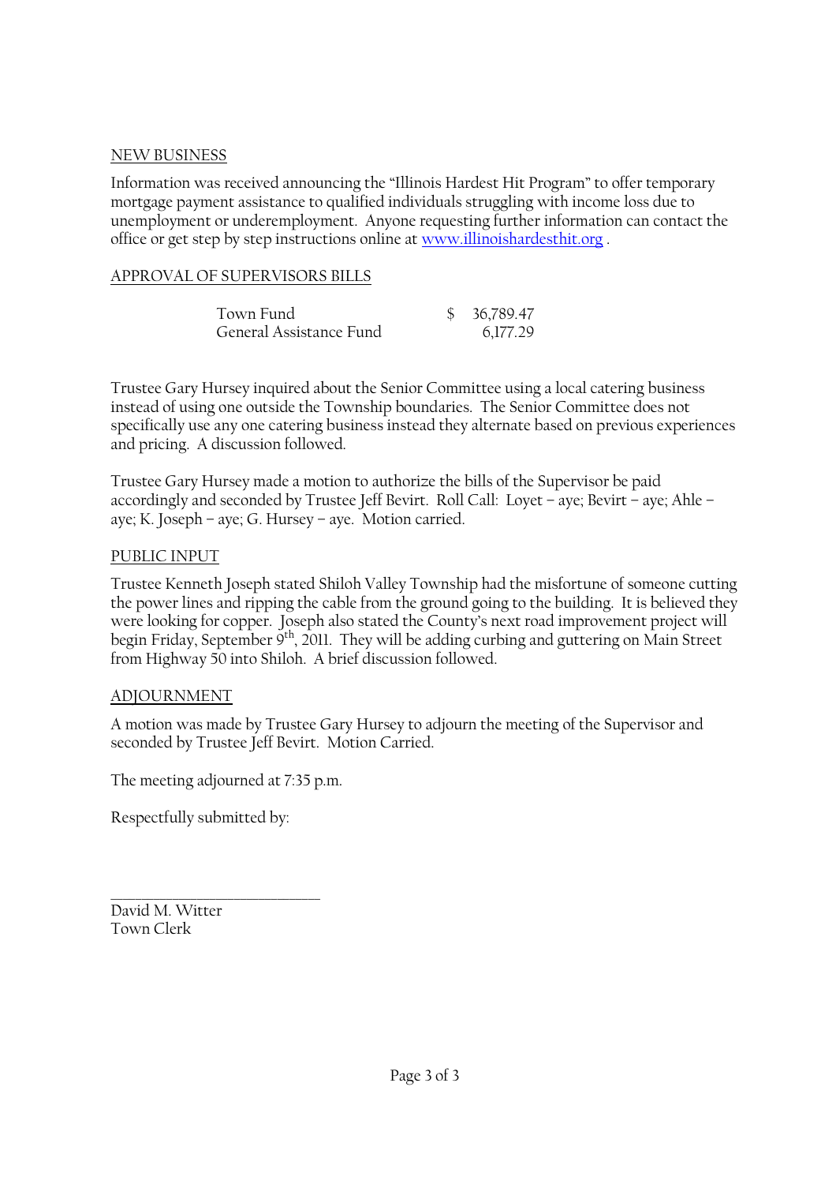## NEW BUSINESS

Information was received announcing the "Illinois Hardest Hit Program" to offer temporary mortgage payment assistance to qualified individuals struggling with income loss due to unemployment or underemployment. Anyone requesting further information can contact the office or get step by step instructions online at [www.illinoishardesthit.org](http://www.illinoishardesthit.org) .

## APPROVAL OF SUPERVISORS BILLS

| | |
|---|---|
| Town Fund | $ 36,789.47 |
| General Assistance Fund | 6,177.29 |

Trustee Gary Hursey inquired about the Senior Committee using a local catering business instead of using one outside the Township boundaries. The Senior Committee does not specifically use any one catering business instead they alternate based on previous experiences and pricing. A discussion followed.

Trustee Gary Hursey made a motion to authorize the bills of the Supervisor be paid accordingly and seconded by Trustee Jeff Bevirt. Roll Call: Loyet – aye; Bevirt – aye; Ahle – aye; K. Joseph – aye; G. Hursey – aye. Motion carried.

## PUBLIC INPUT

Trustee Kenneth Joseph stated Shiloh Valley Township had the misfortune of someone cutting the power lines and ripping the cable from the ground going to the building. It is believed they were looking for copper. Joseph also stated the County's next road improvement project will begin Friday, September 9th, 2011. They will be adding curbing and guttering on Main Street from Highway 50 into Shiloh. A brief discussion followed.

## ADJOURNMENT

A motion was made by Trustee Gary Hursey to adjourn the meeting of the Supervisor and seconded by Trustee Jeff Bevirt. Motion Carried.

The meeting adjourned at 7:35 p.m.

Respectfully submitted by:

\_\_\_\_\_\_\_\_\_\_\_\_\_\_\_\_\_\_\_\_\_\_\_\_\_\_\_\_

David M. Witter
Town Clerk